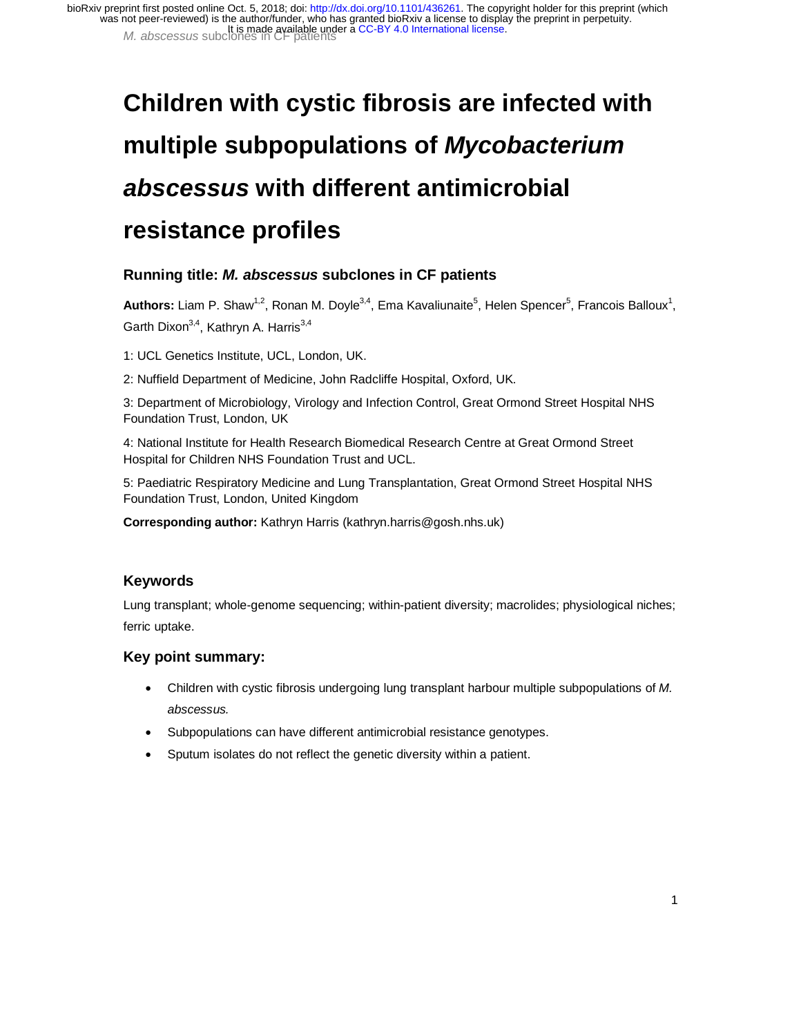# Children with cystic fibrosis are infected with multiple subpopulations of *Mycobacterium abscessus* with different antimicrobial resistance profiles

### Running title: *M. abscessus* subclones in CF patients

**Authors:** Liam P. Shaw[1,2], Ronan M. Doyle[3,4], Ema Kavaliunaite[5], Helen Spencer[5], Francois Balloux[1], Garth Dixon[3,4], Kathryn A. Harris[3,4]

1: UCL Genetics Institute, UCL, London, UK.

2: Nuffield Department of Medicine, John Radcliffe Hospital, Oxford, UK.

3: Department of Microbiology, Virology and Infection Control, Great Ormond Street Hospital NHS Foundation Trust, London, UK

4: National Institute for Health Research Biomedical Research Centre at Great Ormond Street Hospital for Children NHS Foundation Trust and UCL.

5: Paediatric Respiratory Medicine and Lung Transplantation, Great Ormond Street Hospital NHS Foundation Trust, London, United Kingdom

**Corresponding author:** Kathryn Harris (kathryn.harris@gosh.nhs.uk)

## Keywords

Lung transplant; whole-genome sequencing; within-patient diversity; macrolides; physiological niches; ferric uptake.

## Key point summary:

- Children with cystic fibrosis undergoing lung transplant harbour multiple subpopulations of *M. abscessus.*
- Subpopulations can have different antimicrobial resistance genotypes.
- Sputum isolates do not reflect the genetic diversity within a patient.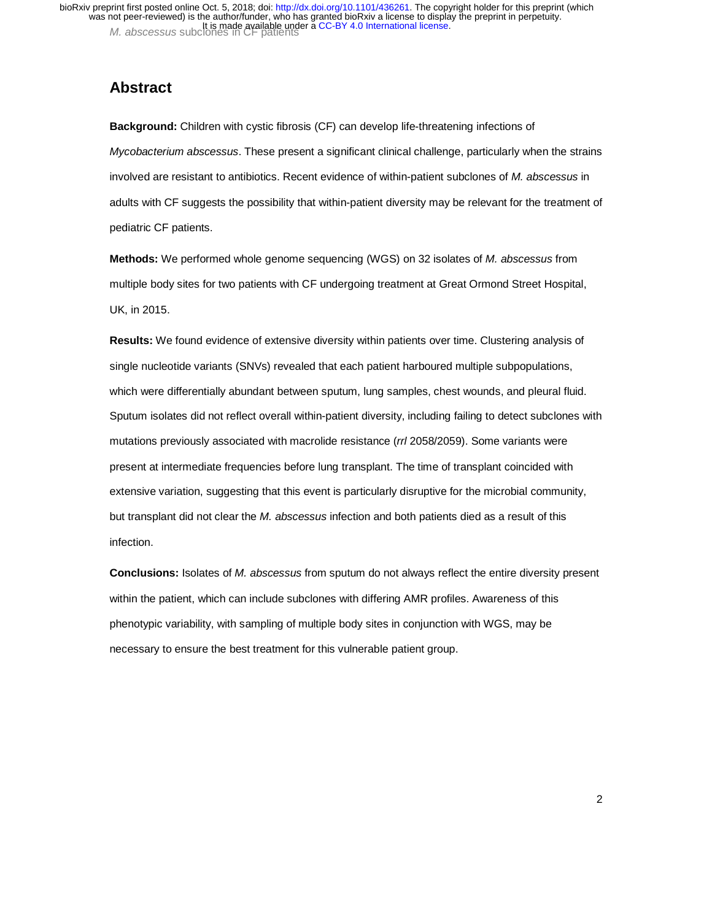## Abstract

**Background:** Children with cystic fibrosis (CF) can develop life-threatening infections of *Mycobacterium abscessus*. These present a significant clinical challenge, particularly when the strains involved are resistant to antibiotics. Recent evidence of within-patient subclones of *M. abscessus* in adults with CF suggests the possibility that within-patient diversity may be relevant for the treatment of pediatric CF patients.

**Methods:** We performed whole genome sequencing (WGS) on 32 isolates of *M. abscessus* from multiple body sites for two patients with CF undergoing treatment at Great Ormond Street Hospital, UK, in 2015.

**Results:** We found evidence of extensive diversity within patients over time. Clustering analysis of single nucleotide variants (SNVs) revealed that each patient harboured multiple subpopulations, which were differentially abundant between sputum, lung samples, chest wounds, and pleural fluid. Sputum isolates did not reflect overall within-patient diversity, including failing to detect subclones with mutations previously associated with macrolide resistance (*rrl* 2058/2059). Some variants were present at intermediate frequencies before lung transplant. The time of transplant coincided with extensive variation, suggesting that this event is particularly disruptive for the microbial community, but transplant did not clear the *M. abscessus* infection and both patients died as a result of this infection.

**Conclusions:** Isolates of *M. abscessus* from sputum do not always reflect the entire diversity present within the patient, which can include subclones with differing AMR profiles. Awareness of this phenotypic variability, with sampling of multiple body sites in conjunction with WGS, may be necessary to ensure the best treatment for this vulnerable patient group.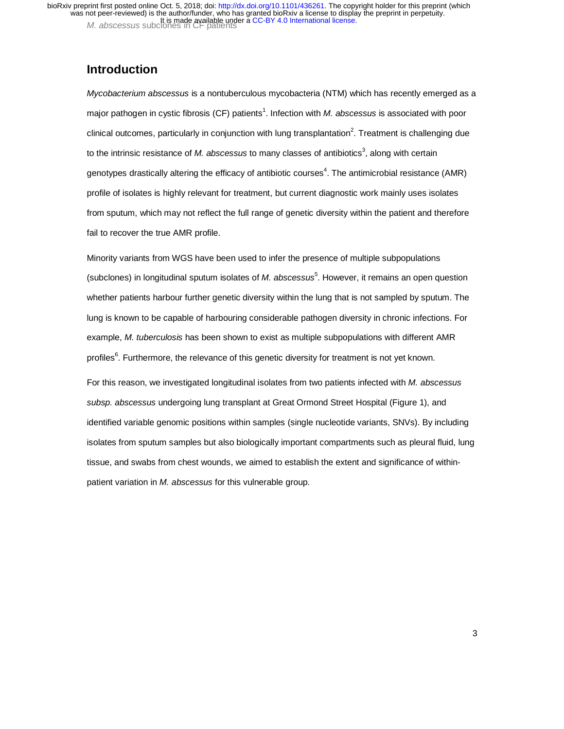## Introduction

*Mycobacterium abscessus* is a nontuberculous mycobacteria (NTM) which has recently emerged as a major pathogen in cystic fibrosis (CF) patients[1]. Infection with *M. abscessus* is associated with poor clinical outcomes, particularly in conjunction with lung transplantation[2]. Treatment is challenging due to the intrinsic resistance of *M. abscessus* to many classes of antibiotics[3], along with certain genotypes drastically altering the efficacy of antibiotic courses[4]. The antimicrobial resistance (AMR) profile of isolates is highly relevant for treatment, but current diagnostic work mainly uses isolates from sputum, which may not reflect the full range of genetic diversity within the patient and therefore fail to recover the true AMR profile.

Minority variants from WGS have been used to infer the presence of multiple subpopulations (subclones) in longitudinal sputum isolates of *M. abscessus*[5]. However, it remains an open question whether patients harbour further genetic diversity within the lung that is not sampled by sputum. The lung is known to be capable of harbouring considerable pathogen diversity in chronic infections. For example, *M. tuberculosis* has been shown to exist as multiple subpopulations with different AMR profiles[6]. Furthermore, the relevance of this genetic diversity for treatment is not yet known.

For this reason, we investigated longitudinal isolates from two patients infected with *M. abscessus subsp. abscessus* undergoing lung transplant at Great Ormond Street Hospital (Figure 1), and identified variable genomic positions within samples (single nucleotide variants, SNVs). By including isolates from sputum samples but also biologically important compartments such as pleural fluid, lung tissue, and swabs from chest wounds, we aimed to establish the extent and significance of within-patient variation in *M. abscessus* for this vulnerable group.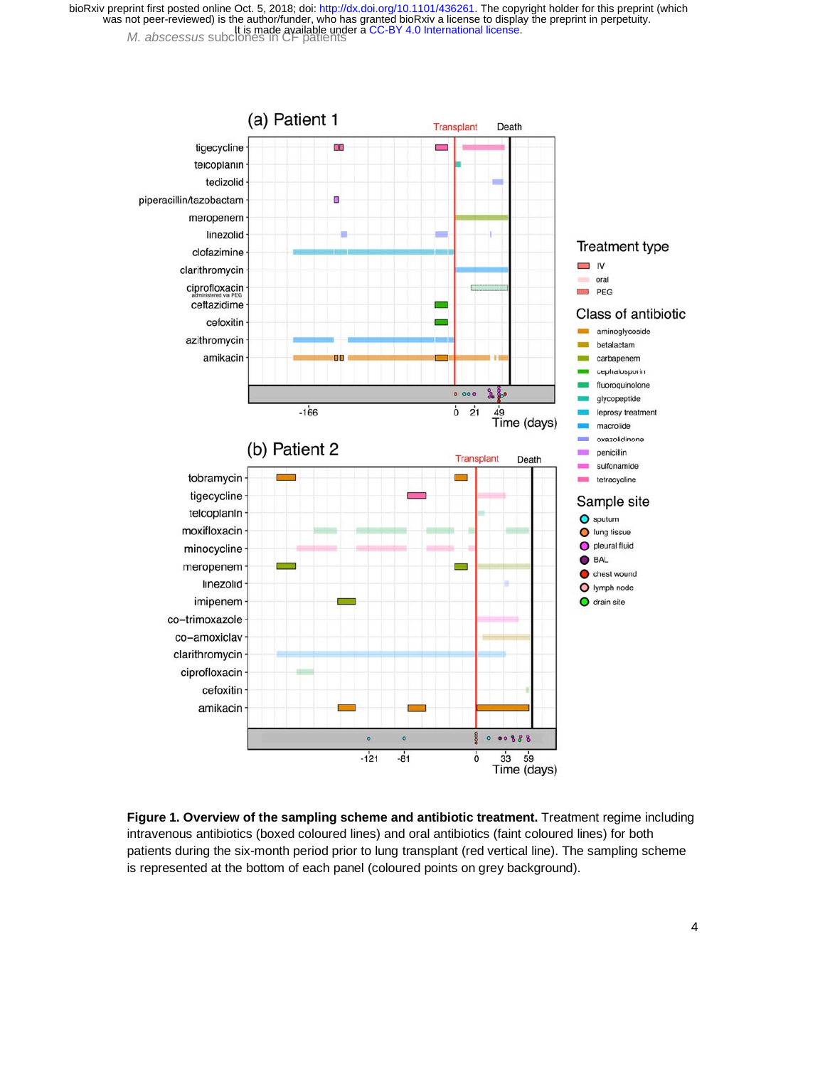**Figure 1. Overview of the sampling scheme and antibiotic treatment.** Treatment regime including intravenous antibiotics (boxed coloured lines) and oral antibiotics (faint coloured lines) for both patients during the six-month period prior to lung transplant (red vertical line). The sampling scheme is represented at the bottom of each panel (coloured points on grey background).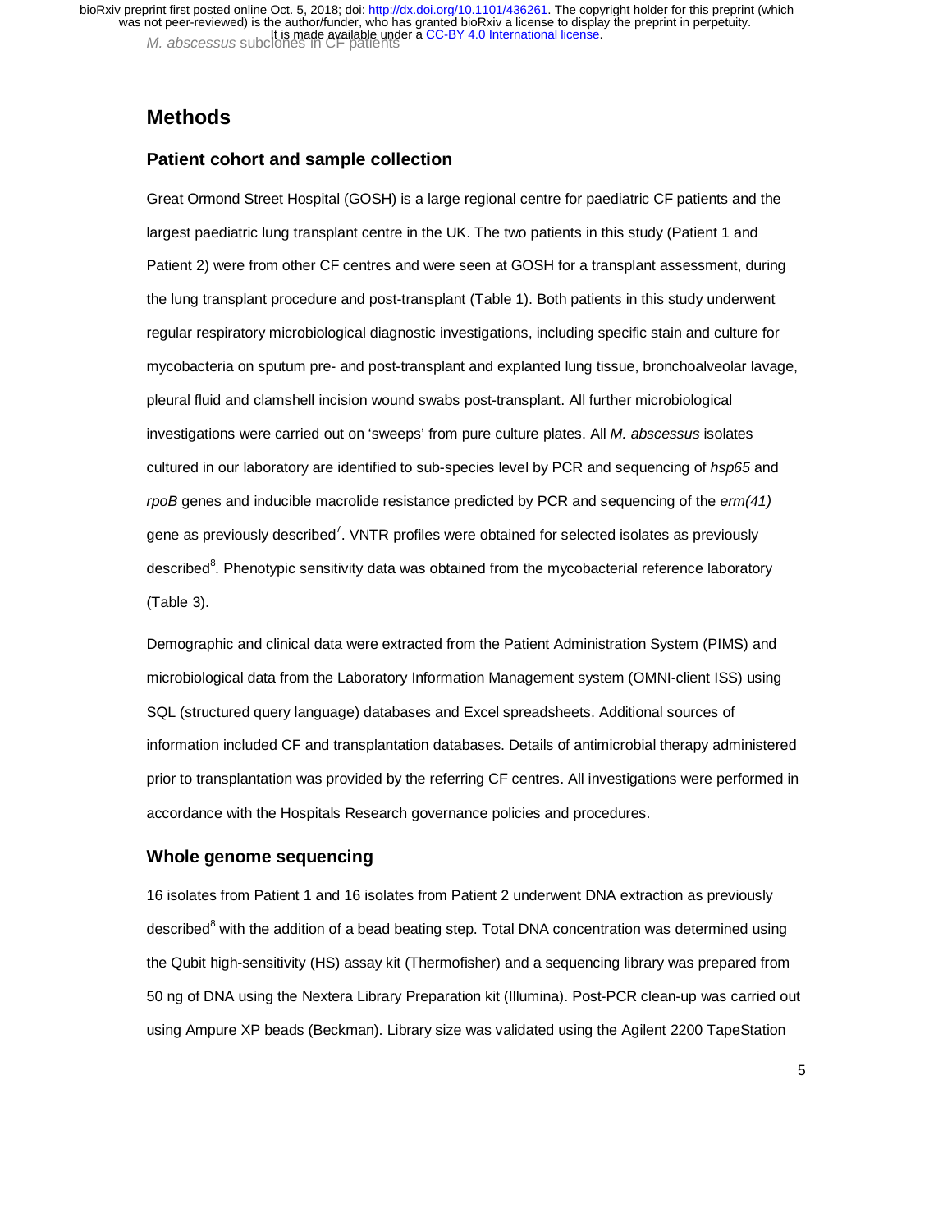# Methods

## Patient cohort and sample collection

Great Ormond Street Hospital (GOSH) is a large regional centre for paediatric CF patients and the largest paediatric lung transplant centre in the UK. The two patients in this study (Patient 1 and Patient 2) were from other CF centres and were seen at GOSH for a transplant assessment, during the lung transplant procedure and post-transplant (Table 1). Both patients in this study underwent regular respiratory microbiological diagnostic investigations, including specific stain and culture for mycobacteria on sputum pre- and post-transplant and explanted lung tissue, bronchoalveolar lavage, pleural fluid and clamshell incision wound swabs post-transplant. All further microbiological investigations were carried out on 'sweeps' from pure culture plates. All *M. abscessus* isolates cultured in our laboratory are identified to sub-species level by PCR and sequencing of *hsp65* and *rpoB* genes and inducible macrolide resistance predicted by PCR and sequencing of the *erm(41)* gene as previously described[7]. VNTR profiles were obtained for selected isolates as previously described[8]. Phenotypic sensitivity data was obtained from the mycobacterial reference laboratory (Table 3).

Demographic and clinical data were extracted from the Patient Administration System (PIMS) and microbiological data from the Laboratory Information Management system (OMNI-client ISS) using SQL (structured query language) databases and Excel spreadsheets. Additional sources of information included CF and transplantation databases. Details of antimicrobial therapy administered prior to transplantation was provided by the referring CF centres. All investigations were performed in accordance with the Hospitals Research governance policies and procedures.

## Whole genome sequencing

16 isolates from Patient 1 and 16 isolates from Patient 2 underwent DNA extraction as previously described[8] with the addition of a bead beating step. Total DNA concentration was determined using the Qubit high-sensitivity (HS) assay kit (Thermofisher) and a sequencing library was prepared from 50 ng of DNA using the Nextera Library Preparation kit (Illumina). Post-PCR clean-up was carried out using Ampure XP beads (Beckman). Library size was validated using the Agilent 2200 TapeStation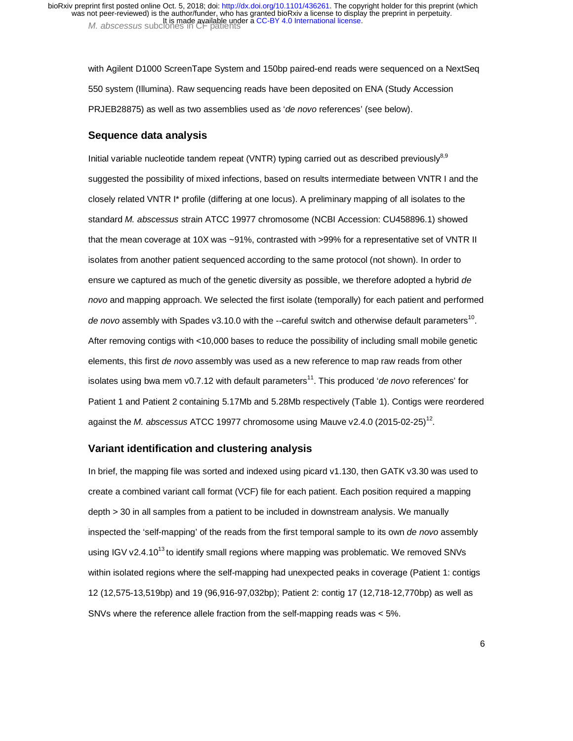with Agilent D1000 ScreenTape System and 150bp paired-end reads were sequenced on a NextSeq 550 system (Illumina). Raw sequencing reads have been deposited on ENA (Study Accession PRJEB28875) as well as two assemblies used as '*de novo* references' (see below).

## Sequence data analysis

Initial variable nucleotide tandem repeat (VNTR) typing carried out as described previously[8,9] suggested the possibility of mixed infections, based on results intermediate between VNTR I and the closely related VNTR I* profile (differing at one locus). A preliminary mapping of all isolates to the standard *M. abscessus* strain ATCC 19977 chromosome (NCBI Accession: CU458896.1) showed that the mean coverage at 10X was ~91%, contrasted with >99% for a representative set of VNTR II isolates from another patient sequenced according to the same protocol (not shown). In order to ensure we captured as much of the genetic diversity as possible, we therefore adopted a hybrid *de novo* and mapping approach. We selected the first isolate (temporally) for each patient and performed *de novo* assembly with Spades v3.10.0 with the --careful switch and otherwise default parameters[10]. After removing contigs with <10,000 bases to reduce the possibility of including small mobile genetic elements, this first *de novo* assembly was used as a new reference to map raw reads from other isolates using bwa mem v0.7.12 with default parameters[11]. This produced '*de novo* references' for Patient 1 and Patient 2 containing 5.17Mb and 5.28Mb respectively (Table 1). Contigs were reordered against the *M. abscessus* ATCC 19977 chromosome using Mauve v2.4.0 (2015-02-25)[12].

## Variant identification and clustering analysis

In brief, the mapping file was sorted and indexed using picard v1.130, then GATK v3.30 was used to create a combined variant call format (VCF) file for each patient. Each position required a mapping depth > 30 in all samples from a patient to be included in downstream analysis. We manually inspected the 'self-mapping' of the reads from the first temporal sample to its own *de novo* assembly using IGV v2.4.10[13] to identify small regions where mapping was problematic. We removed SNVs within isolated regions where the self-mapping had unexpected peaks in coverage (Patient 1: contigs 12 (12,575-13,519bp) and 19 (96,916-97,032bp); Patient 2: contig 17 (12,718-12,770bp) as well as SNVs where the reference allele fraction from the self-mapping reads was < 5%.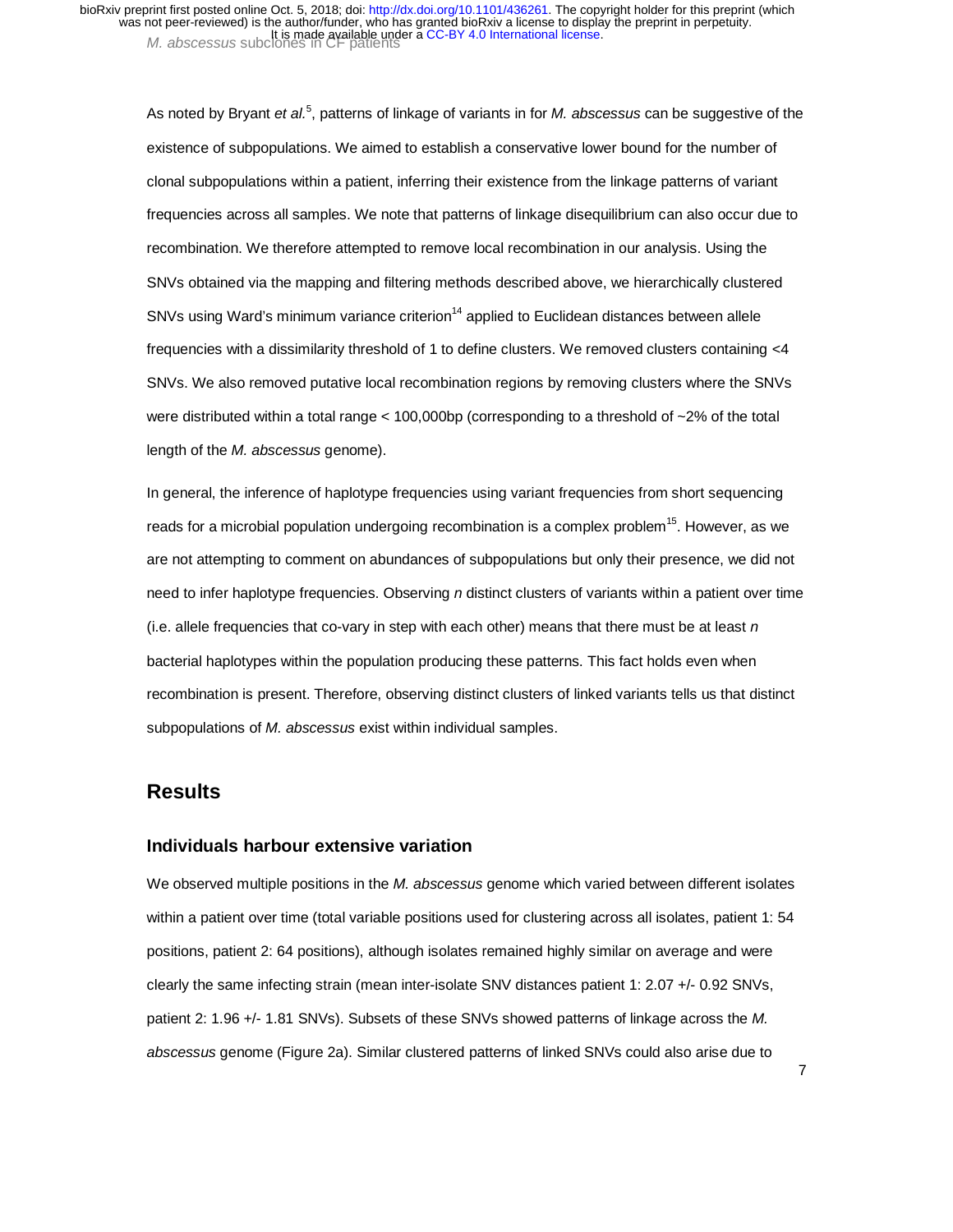As noted by Bryant *et al.*[5], patterns of linkage of variants in for *M. abscessus* can be suggestive of the existence of subpopulations. We aimed to establish a conservative lower bound for the number of clonal subpopulations within a patient, inferring their existence from the linkage patterns of variant frequencies across all samples. We note that patterns of linkage disequilibrium can also occur due to recombination. We therefore attempted to remove local recombination in our analysis. Using the SNVs obtained via the mapping and filtering methods described above, we hierarchically clustered SNVs using Ward's minimum variance criterion[14] applied to Euclidean distances between allele frequencies with a dissimilarity threshold of 1 to define clusters. We removed clusters containing <4 SNVs. We also removed putative local recombination regions by removing clusters where the SNVs were distributed within a total range < 100,000bp (corresponding to a threshold of ~2% of the total length of the *M. abscessus* genome).

In general, the inference of haplotype frequencies using variant frequencies from short sequencing reads for a microbial population undergoing recombination is a complex problem[15]. However, as we are not attempting to comment on abundances of subpopulations but only their presence, we did not need to infer haplotype frequencies. Observing *n* distinct clusters of variants within a patient over time (i.e. allele frequencies that co-vary in step with each other) means that there must be at least *n* bacterial haplotypes within the population producing these patterns. This fact holds even when recombination is present. Therefore, observing distinct clusters of linked variants tells us that distinct subpopulations of *M. abscessus* exist within individual samples.

## Results

### Individuals harbour extensive variation

We observed multiple positions in the *M. abscessus* genome which varied between different isolates within a patient over time (total variable positions used for clustering across all isolates, patient 1: 54 positions, patient 2: 64 positions), although isolates remained highly similar on average and were clearly the same infecting strain (mean inter-isolate SNV distances patient 1: 2.07 +/- 0.92 SNVs, patient 2: 1.96 +/- 1.81 SNVs). Subsets of these SNVs showed patterns of linkage across the *M. abscessus* genome (Figure 2a). Similar clustered patterns of linked SNVs could also arise due to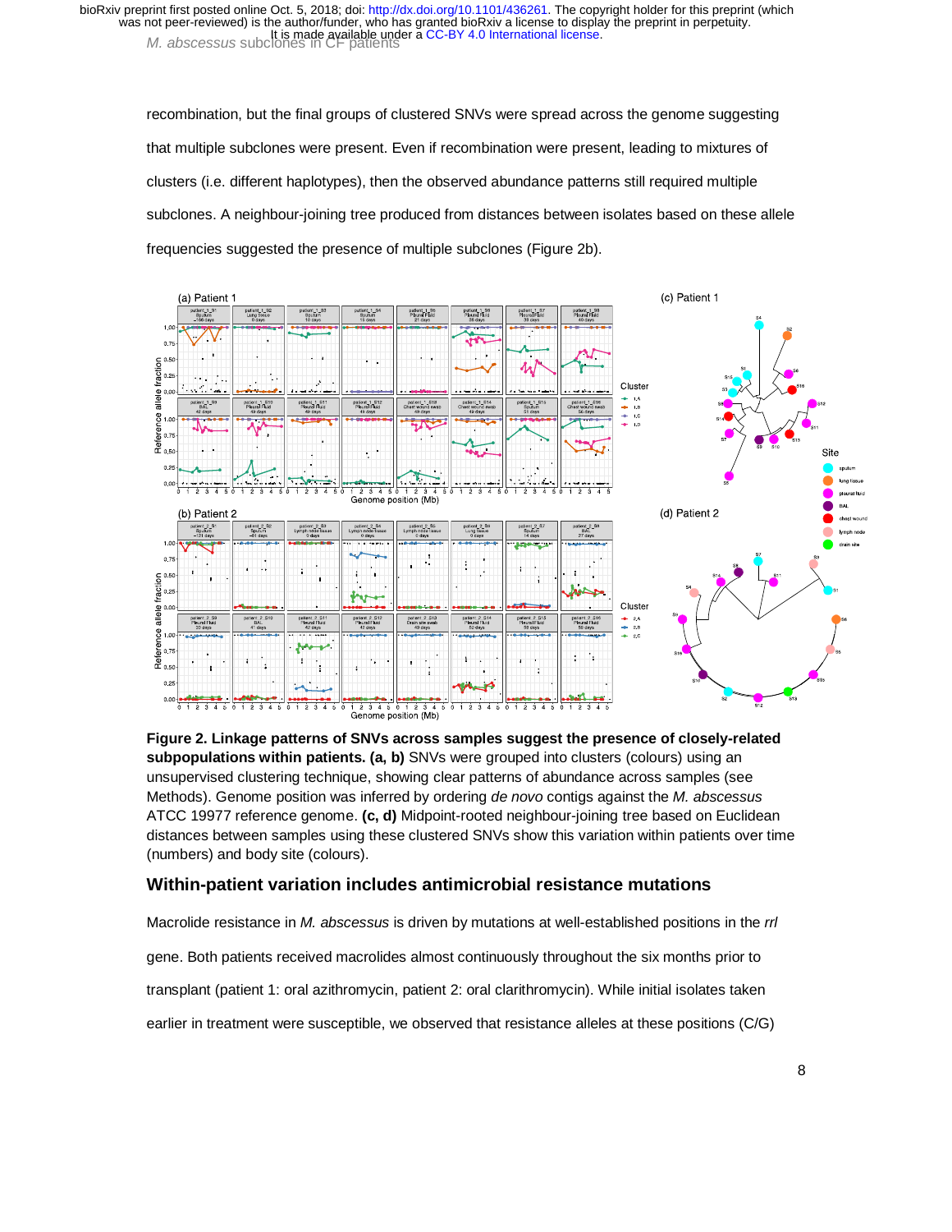recombination, but the final groups of clustered SNVs were spread across the genome suggesting that multiple subclones were present. Even if recombination were present, leading to mixtures of clusters (i.e. different haplotypes), then the observed abundance patterns still required multiple subclones. A neighbour-joining tree produced from distances between isolates based on these allele frequencies suggested the presence of multiple subclones (Figure 2b).

**Figure 2. Linkage patterns of SNVs across samples suggest the presence of closely-related subpopulations within patients. (a, b)** SNVs were grouped into clusters (colours) using an unsupervised clustering technique, showing clear patterns of abundance across samples (see Methods). Genome position was inferred by ordering *de novo* contigs against the *M. abscessus* ATCC 19977 reference genome. **(c, d)** Midpoint-rooted neighbour-joining tree based on Euclidean distances between samples using these clustered SNVs show this variation within patients over time (numbers) and body site (colours).

## Within-patient variation includes antimicrobial resistance mutations

Macrolide resistance in *M. abscessus* is driven by mutations at well-established positions in the *rrl* gene. Both patients received macrolides almost continuously throughout the six months prior to transplant (patient 1: oral azithromycin, patient 2: oral clarithromycin). While initial isolates taken earlier in treatment were susceptible, we observed that resistance alleles at these positions (C/G)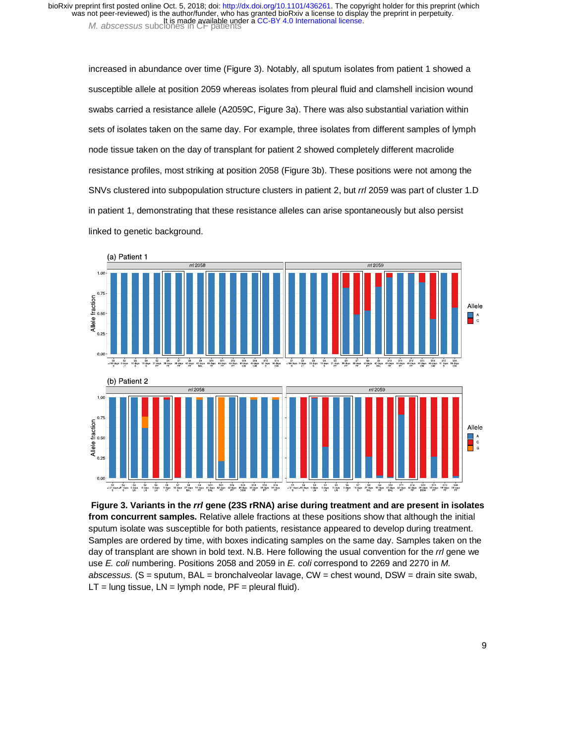increased in abundance over time (Figure 3). Notably, all sputum isolates from patient 1 showed a susceptible allele at position 2059 whereas isolates from pleural fluid and clamshell incision wound swabs carried a resistance allele (A2059C, Figure 3a). There was also substantial variation within sets of isolates taken on the same day. For example, three isolates from different samples of lymph node tissue taken on the day of transplant for patient 2 showed completely different macrolide resistance profiles, most striking at position 2058 (Figure 3b). These positions were not among the SNVs clustered into subpopulation structure clusters in patient 2, but *rrl* 2059 was part of cluster 1.D in patient 1, demonstrating that these resistance alleles can arise spontaneously but also persist linked to genetic background.

**Figure 3. Variants in the *rrl* gene (23S rRNA) arise during treatment and are present in isolates from concurrent samples.** Relative allele fractions at these positions show that although the initial sputum isolate was susceptible for both patients, resistance appeared to develop during treatment. Samples are ordered by time, with boxes indicating samples on the same day. Samples taken on the day of transplant are shown in bold text. N.B. Here following the usual convention for the *rrl* gene we use *E. coli* numbering. Positions 2058 and 2059 in *E. coli* correspond to 2269 and 2270 in *M. abscessus.* (S = sputum, BAL = bronchalveolar lavage, CW = chest wound, DSW = drain site swab, LT = lung tissue, LN = lymph node, PF = pleural fluid).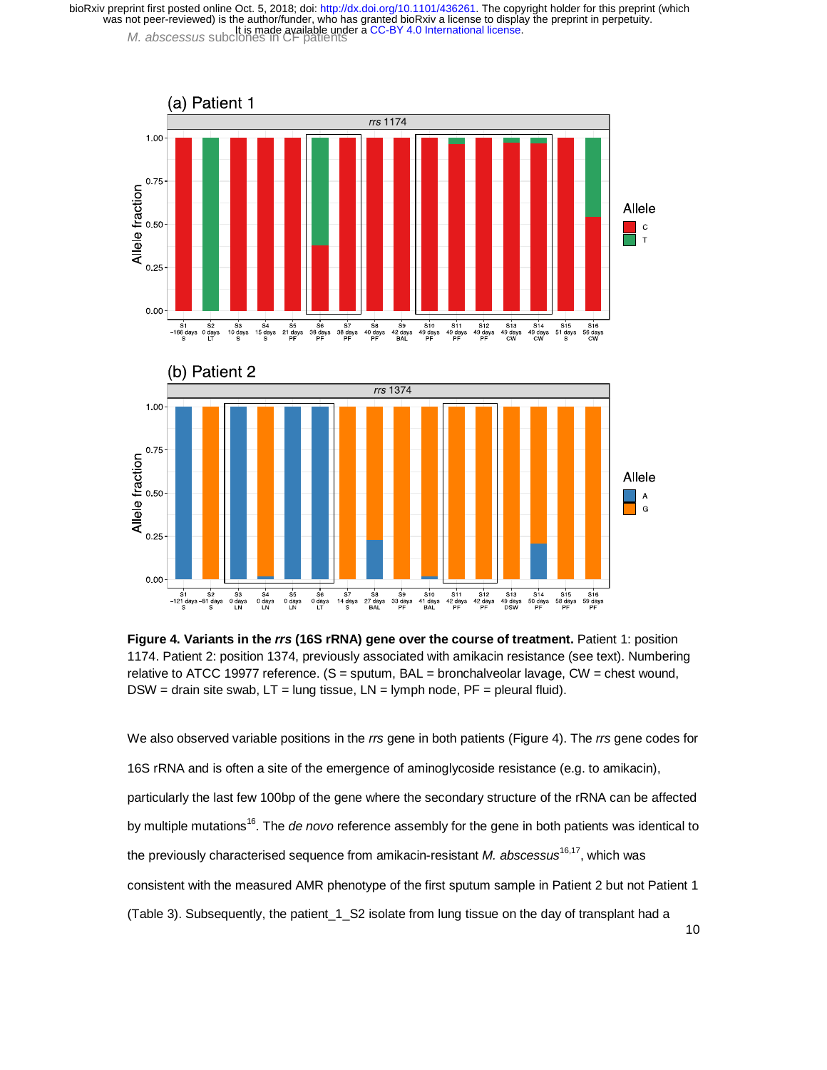**Figure 4. Variants in the *rrs* (16S rRNA) gene over the course of treatment.** Patient 1: position 1174. Patient 2: position 1374, previously associated with amikacin resistance (see text). Numbering relative to ATCC 19977 reference. (S = sputum, BAL = bronchalveolar lavage, CW = chest wound, DSW = drain site swab, LT = lung tissue, LN = lymph node, PF = pleural fluid).

We also observed variable positions in the *rrs* gene in both patients (Figure 4). The *rrs* gene codes for 16S rRNA and is often a site of the emergence of aminoglycoside resistance (e.g. to amikacin), particularly the last few 100bp of the gene where the secondary structure of the rRNA can be affected by multiple mutations[16]. The *de novo* reference assembly for the gene in both patients was identical to the previously characterised sequence from amikacin-resistant *M. abscessus*[16,17], which was consistent with the measured AMR phenotype of the first sputum sample in Patient 2 but not Patient 1 (Table 3). Subsequently, the patient_1_S2 isolate from lung tissue on the day of transplant had a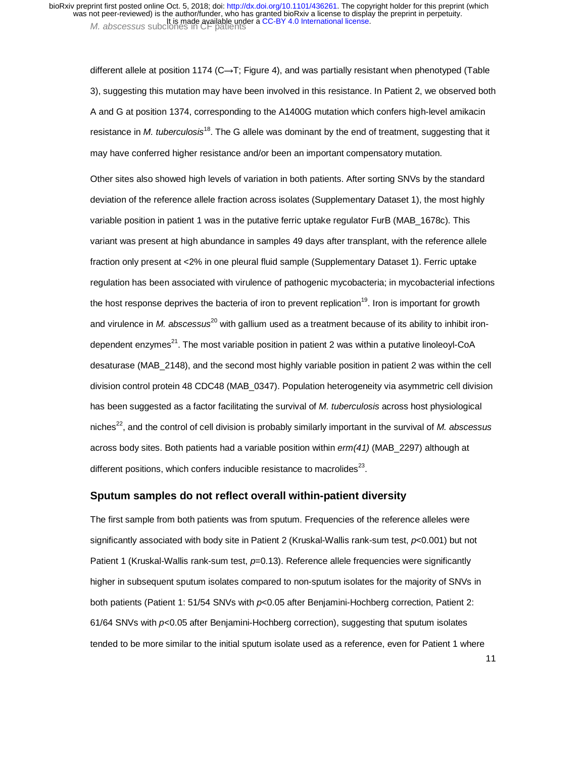different allele at position 1174 (C→T; Figure 4), and was partially resistant when phenotyped (Table 3), suggesting this mutation may have been involved in this resistance. In Patient 2, we observed both A and G at position 1374, corresponding to the A1400G mutation which confers high-level amikacin resistance in *M. tuberculosis*[18]. The G allele was dominant by the end of treatment, suggesting that it may have conferred higher resistance and/or been an important compensatory mutation.

Other sites also showed high levels of variation in both patients. After sorting SNVs by the standard deviation of the reference allele fraction across isolates (Supplementary Dataset 1), the most highly variable position in patient 1 was in the putative ferric uptake regulator FurB (MAB_1678c). This variant was present at high abundance in samples 49 days after transplant, with the reference allele fraction only present at <2% in one pleural fluid sample (Supplementary Dataset 1). Ferric uptake regulation has been associated with virulence of pathogenic mycobacteria; in mycobacterial infections the host response deprives the bacteria of iron to prevent replication[19]. Iron is important for growth and virulence in *M. abscessus*[20] with gallium used as a treatment because of its ability to inhibit iron-dependent enzymes[21]. The most variable position in patient 2 was within a putative linoleoyl-CoA desaturase (MAB_2148), and the second most highly variable position in patient 2 was within the cell division control protein 48 CDC48 (MAB_0347). Population heterogeneity via asymmetric cell division has been suggested as a factor facilitating the survival of *M. tuberculosis* across host physiological niches[22], and the control of cell division is probably similarly important in the survival of *M. abscessus* across body sites. Both patients had a variable position within *erm(41)* (MAB_2297) although at different positions, which confers inducible resistance to macrolides[23].

## Sputum samples do not reflect overall within-patient diversity

The first sample from both patients was from sputum. Frequencies of the reference alleles were significantly associated with body site in Patient 2 (Kruskal-Wallis rank-sum test, $p$<0.001) but not Patient 1 (Kruskal-Wallis rank-sum test, $p$=0.13). Reference allele frequencies were significantly higher in subsequent sputum isolates compared to non-sputum isolates for the majority of SNVs in both patients (Patient 1: 51/54 SNVs with $p$<0.05 after Benjamini-Hochberg correction, Patient 2: 61/64 SNVs with $p$<0.05 after Benjamini-Hochberg correction), suggesting that sputum isolates tended to be more similar to the initial sputum isolate used as a reference, even for Patient 1 where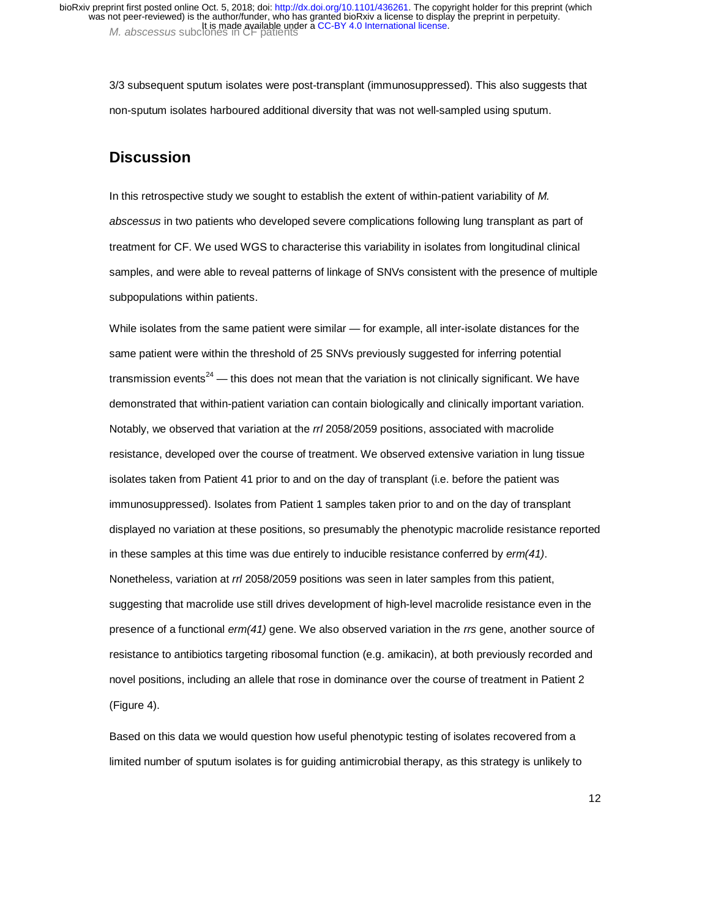3/3 subsequent sputum isolates were post-transplant (immunosuppressed). This also suggests that non-sputum isolates harboured additional diversity that was not well-sampled using sputum.

## Discussion

In this retrospective study we sought to establish the extent of within-patient variability of *M. abscessus* in two patients who developed severe complications following lung transplant as part of treatment for CF. We used WGS to characterise this variability in isolates from longitudinal clinical samples, and were able to reveal patterns of linkage of SNVs consistent with the presence of multiple subpopulations within patients.

While isolates from the same patient were similar — for example, all inter-isolate distances for the same patient were within the threshold of 25 SNVs previously suggested for inferring potential transmission events[24] — this does not mean that the variation is not clinically significant. We have demonstrated that within-patient variation can contain biologically and clinically important variation. Notably, we observed that variation at the *rrl* 2058/2059 positions, associated with macrolide resistance, developed over the course of treatment. We observed extensive variation in lung tissue isolates taken from Patient 41 prior to and on the day of transplant (i.e. before the patient was immunosuppressed). Isolates from Patient 1 samples taken prior to and on the day of transplant displayed no variation at these positions, so presumably the phenotypic macrolide resistance reported in these samples at this time was due entirely to inducible resistance conferred by *erm(41)*. Nonetheless, variation at *rrl* 2058/2059 positions was seen in later samples from this patient, suggesting that macrolide use still drives development of high-level macrolide resistance even in the presence of a functional *erm(41)* gene. We also observed variation in the *rrs* gene, another source of resistance to antibiotics targeting ribosomal function (e.g. amikacin), at both previously recorded and novel positions, including an allele that rose in dominance over the course of treatment in Patient 2 (Figure 4).

Based on this data we would question how useful phenotypic testing of isolates recovered from a limited number of sputum isolates is for guiding antimicrobial therapy, as this strategy is unlikely to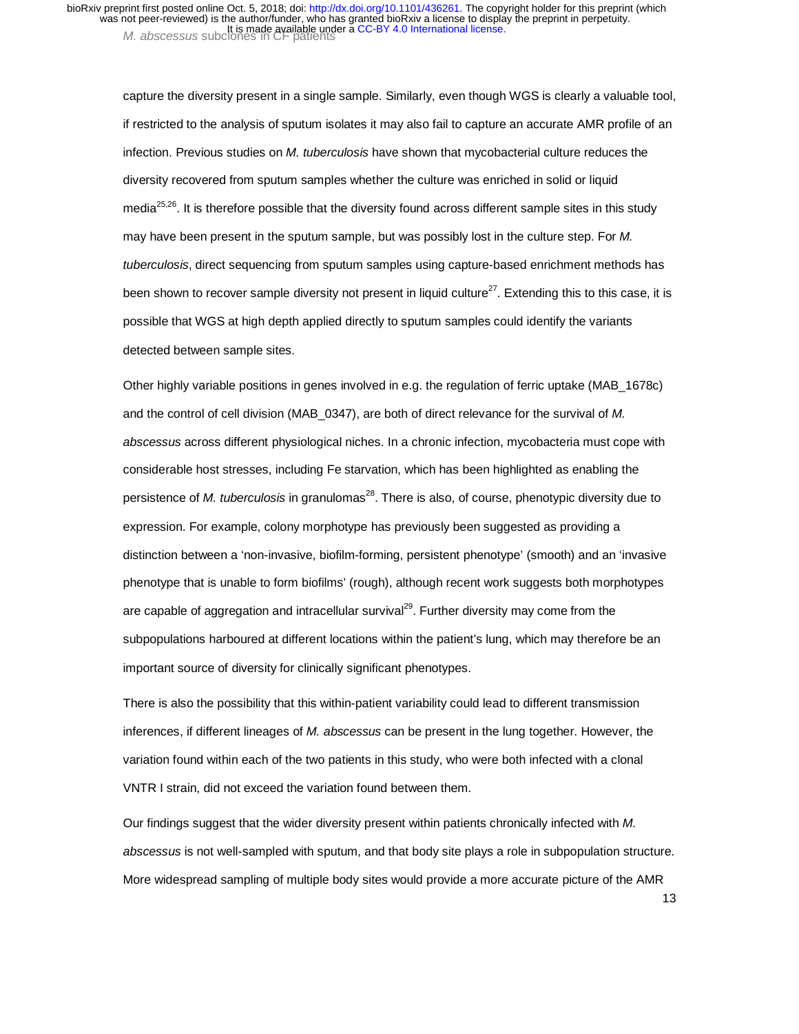capture the diversity present in a single sample. Similarly, even though WGS is clearly a valuable tool, if restricted to the analysis of sputum isolates it may also fail to capture an accurate AMR profile of an infection. Previous studies on *M. tuberculosis* have shown that mycobacterial culture reduces the diversity recovered from sputum samples whether the culture was enriched in solid or liquid media[25,26]. It is therefore possible that the diversity found across different sample sites in this study may have been present in the sputum sample, but was possibly lost in the culture step. For *M. tuberculosis*, direct sequencing from sputum samples using capture-based enrichment methods has been shown to recover sample diversity not present in liquid culture[27]. Extending this to this case, it is possible that WGS at high depth applied directly to sputum samples could identify the variants detected between sample sites.

Other highly variable positions in genes involved in e.g. the regulation of ferric uptake (MAB_1678c) and the control of cell division (MAB_0347), are both of direct relevance for the survival of *M. abscessus* across different physiological niches. In a chronic infection, mycobacteria must cope with considerable host stresses, including Fe starvation, which has been highlighted as enabling the persistence of *M. tuberculosis* in granulomas[28]. There is also, of course, phenotypic diversity due to expression. For example, colony morphotype has previously been suggested as providing a distinction between a 'non-invasive, biofilm-forming, persistent phenotype' (smooth) and an 'invasive phenotype that is unable to form biofilms' (rough), although recent work suggests both morphotypes are capable of aggregation and intracellular survival[29]. Further diversity may come from the subpopulations harboured at different locations within the patient's lung, which may therefore be an important source of diversity for clinically significant phenotypes.

There is also the possibility that this within-patient variability could lead to different transmission inferences, if different lineages of *M. abscessus* can be present in the lung together. However, the variation found within each of the two patients in this study, who were both infected with a clonal VNTR I strain, did not exceed the variation found between them.

Our findings suggest that the wider diversity present within patients chronically infected with *M. abscessus* is not well-sampled with sputum, and that body site plays a role in subpopulation structure. More widespread sampling of multiple body sites would provide a more accurate picture of the AMR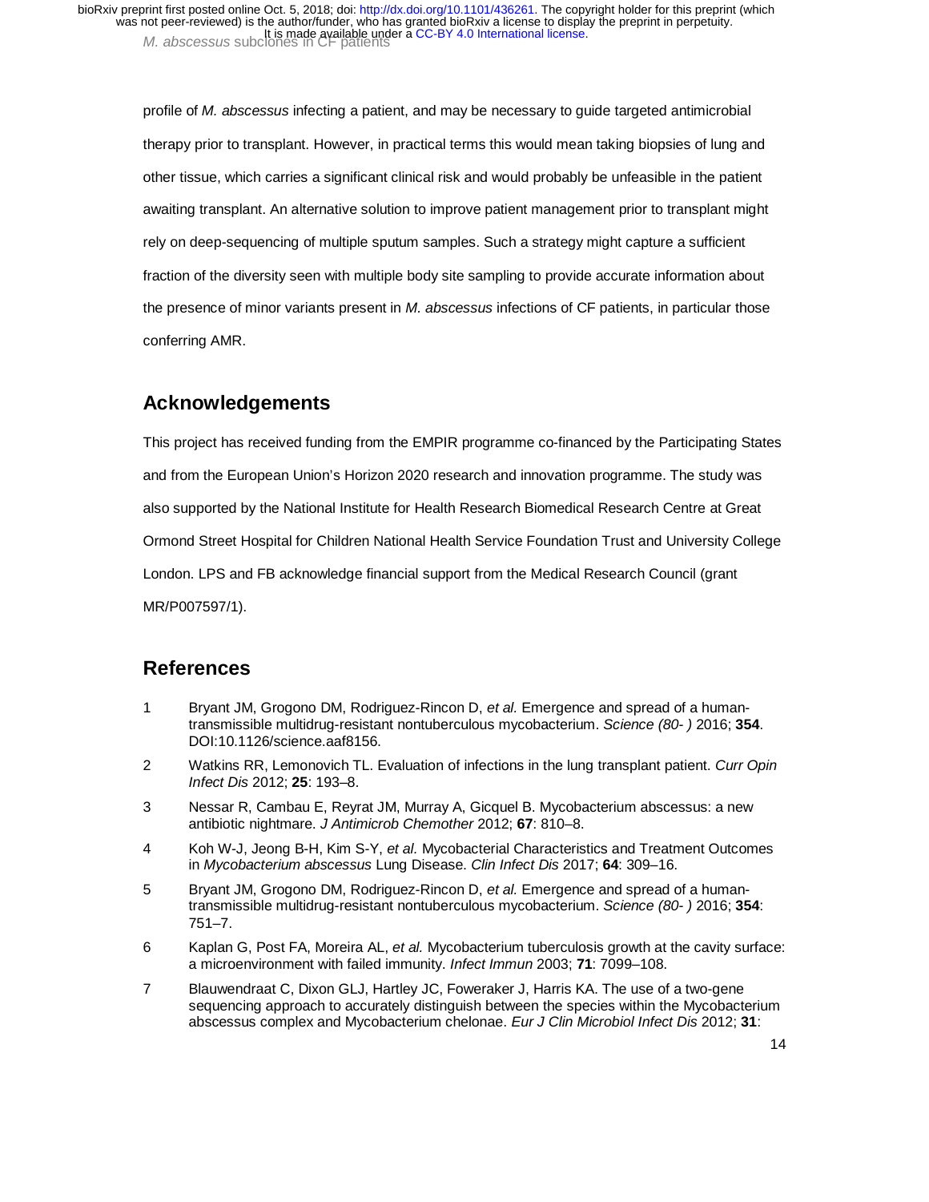profile of *M. abscessus* infecting a patient, and may be necessary to guide targeted antimicrobial therapy prior to transplant. However, in practical terms this would mean taking biopsies of lung and other tissue, which carries a significant clinical risk and would probably be unfeasible in the patient awaiting transplant. An alternative solution to improve patient management prior to transplant might rely on deep-sequencing of multiple sputum samples. Such a strategy might capture a sufficient fraction of the diversity seen with multiple body site sampling to provide accurate information about the presence of minor variants present in *M. abscessus* infections of CF patients, in particular those conferring AMR.

## Acknowledgements

This project has received funding from the EMPIR programme co-financed by the Participating States and from the European Union's Horizon 2020 research and innovation programme. The study was also supported by the National Institute for Health Research Biomedical Research Centre at Great Ormond Street Hospital for Children National Health Service Foundation Trust and University College London. LPS and FB acknowledge financial support from the Medical Research Council (grant MR/P007597/1).

## References

1. Bryant JM, Grogono DM, Rodriguez-Rincon D, *et al.* Emergence and spread of a human-transmissible multidrug-resistant nontuberculous mycobacterium. *Science (80- )* 2016; **354**. DOI:10.1126/science.aaf8156.
2. Watkins RR, Lemonovich TL. Evaluation of infections in the lung transplant patient. *Curr Opin Infect Dis* 2012; **25**: 193–8.
3. Nessar R, Cambau E, Reyrat JM, Murray A, Gicquel B. Mycobacterium abscessus: a new antibiotic nightmare. *J Antimicrob Chemother* 2012; **67**: 810–8.
4. Koh W-J, Jeong B-H, Kim S-Y, *et al.* Mycobacterial Characteristics and Treatment Outcomes in *Mycobacterium abscessus* Lung Disease. *Clin Infect Dis* 2017; **64**: 309–16.
5. Bryant JM, Grogono DM, Rodriguez-Rincon D, *et al.* Emergence and spread of a human-transmissible multidrug-resistant nontuberculous mycobacterium. *Science (80- )* 2016; **354**: 751–7.
6. Kaplan G, Post FA, Moreira AL, *et al.* Mycobacterium tuberculosis growth at the cavity surface: a microenvironment with failed immunity. *Infect Immun* 2003; **71**: 7099–108.
7. Blauwendraat C, Dixon GLJ, Hartley JC, Foweraker J, Harris KA. The use of a two-gene sequencing approach to accurately distinguish between the species within the Mycobacterium abscessus complex and Mycobacterium chelonae. *Eur J Clin Microbiol Infect Dis* 2012; **31**: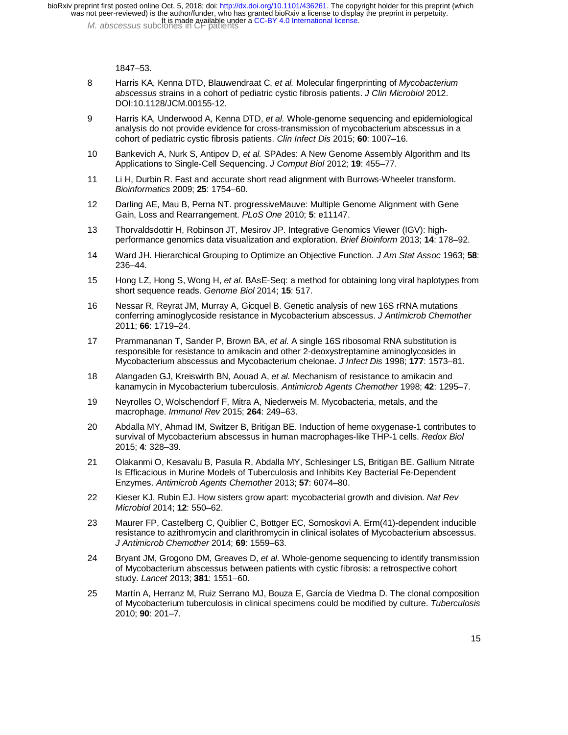1847–53.

8 Harris KA, Kenna DTD, Blauwendraat C, *et al.* Molecular fingerprinting of *Mycobacterium abscessus* strains in a cohort of pediatric cystic fibrosis patients. *J Clin Microbiol* 2012. DOI:10.1128/JCM.00155-12.

9 Harris KA, Underwood A, Kenna DTD, *et al.* Whole-genome sequencing and epidemiological analysis do not provide evidence for cross-transmission of mycobacterium abscessus in a cohort of pediatric cystic fibrosis patients. *Clin Infect Dis* 2015; **60**: 1007–16.

10 Bankevich A, Nurk S, Antipov D, *et al.* SPAdes: A New Genome Assembly Algorithm and Its Applications to Single-Cell Sequencing. *J Comput Biol* 2012; **19**: 455–77.

11 Li H, Durbin R. Fast and accurate short read alignment with Burrows-Wheeler transform. *Bioinformatics* 2009; **25**: 1754–60.

12 Darling AE, Mau B, Perna NT. progressiveMauve: Multiple Genome Alignment with Gene Gain, Loss and Rearrangement. *PLoS One* 2010; **5**: e11147.

13 Thorvaldsdottir H, Robinson JT, Mesirov JP. Integrative Genomics Viewer (IGV): high-performance genomics data visualization and exploration. *Brief Bioinform* 2013; **14**: 178–92.

14 Ward JH. Hierarchical Grouping to Optimize an Objective Function. *J Am Stat Assoc* 1963; **58**: 236–44.

15 Hong LZ, Hong S, Wong H, *et al.* BAsE-Seq: a method for obtaining long viral haplotypes from short sequence reads. *Genome Biol* 2014; **15**: 517.

16 Nessar R, Reyrat JM, Murray A, Gicquel B. Genetic analysis of new 16S rRNA mutations conferring aminoglycoside resistance in Mycobacterium abscessus. *J Antimicrob Chemother* 2011; **66**: 1719–24.

17 Prammananan T, Sander P, Brown BA, *et al.* A single 16S ribosomal RNA substitution is responsible for resistance to amikacin and other 2-deoxystreptamine aminoglycosides in Mycobacterium abscessus and Mycobacterium chelonae. *J Infect Dis* 1998; **177**: 1573–81.

18 Alangaden GJ, Kreiswirth BN, Aouad A, *et al.* Mechanism of resistance to amikacin and kanamycin in Mycobacterium tuberculosis. *Antimicrob Agents Chemother* 1998; **42**: 1295–7.

19 Neyrolles O, Wolschendorf F, Mitra A, Niederweis M. Mycobacteria, metals, and the macrophage. *Immunol Rev* 2015; **264**: 249–63.

20 Abdalla MY, Ahmad IM, Switzer B, Britigan BE. Induction of heme oxygenase-1 contributes to survival of Mycobacterium abscessus in human macrophages-like THP-1 cells. *Redox Biol* 2015; **4**: 328–39.

21 Olakanmi O, Kesavalu B, Pasula R, Abdalla MY, Schlesinger LS, Britigan BE. Gallium Nitrate Is Efficacious in Murine Models of Tuberculosis and Inhibits Key Bacterial Fe-Dependent Enzymes. *Antimicrob Agents Chemother* 2013; **57**: 6074–80.

22 Kieser KJ, Rubin EJ. How sisters grow apart: mycobacterial growth and division. *Nat Rev Microbiol* 2014; **12**: 550–62.

23 Maurer FP, Castelberg C, Quiblier C, Bottger EC, Somoskovi A. Erm(41)-dependent inducible resistance to azithromycin and clarithromycin in clinical isolates of Mycobacterium abscessus. *J Antimicrob Chemother* 2014; **69**: 1559–63.

24 Bryant JM, Grogono DM, Greaves D, *et al.* Whole-genome sequencing to identify transmission of Mycobacterium abscessus between patients with cystic fibrosis: a retrospective cohort study. *Lancet* 2013; **381**: 1551–60.

25 Martín A, Herranz M, Ruiz Serrano MJ, Bouza E, García de Viedma D. The clonal composition of Mycobacterium tuberculosis in clinical specimens could be modified by culture. *Tuberculosis* 2010; **90**: 201–7.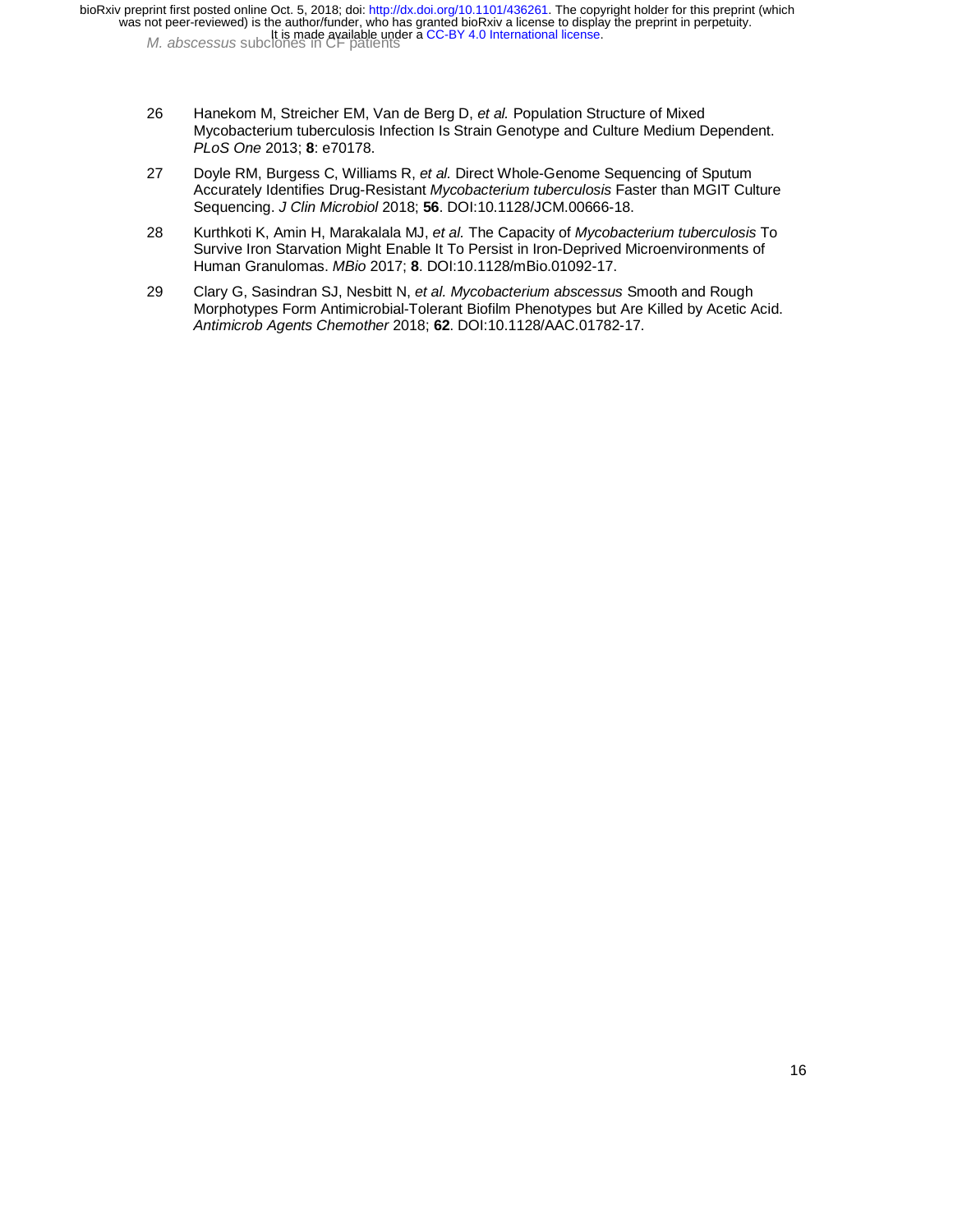26 Hanekom M, Streicher EM, Van de Berg D, *et al.* Population Structure of Mixed Mycobacterium tuberculosis Infection Is Strain Genotype and Culture Medium Dependent. *PLoS One* 2013; **8**: e70178.

27 Doyle RM, Burgess C, Williams R, *et al.* Direct Whole-Genome Sequencing of Sputum Accurately Identifies Drug-Resistant *Mycobacterium tuberculosis* Faster than MGIT Culture Sequencing. *J Clin Microbiol* 2018; **56**. DOI:10.1128/JCM.00666-18.

28 Kurthkoti K, Amin H, Marakalala MJ, *et al.* The Capacity of *Mycobacterium tuberculosis* To Survive Iron Starvation Might Enable It To Persist in Iron-Deprived Microenvironments of Human Granulomas. *MBio* 2017; **8**. DOI:10.1128/mBio.01092-17.

29 Clary G, Sasindran SJ, Nesbitt N, *et al. Mycobacterium abscessus* Smooth and Rough Morphotypes Form Antimicrobial-Tolerant Biofilm Phenotypes but Are Killed by Acetic Acid. *Antimicrob Agents Chemother* 2018; **62**. DOI:10.1128/AAC.01782-17.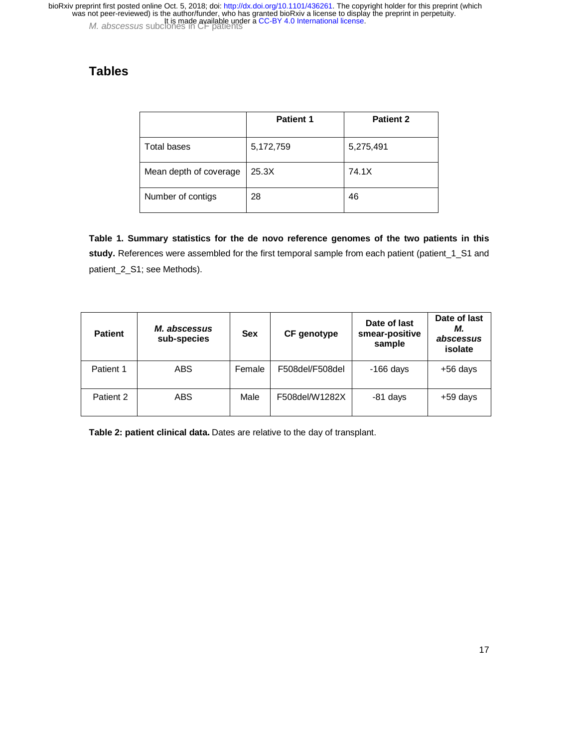# Tables

| | Patient 1 | Patient 2 |
|---|---|---|
| Total bases | 5,172,759 | 5,275,491 |
| Mean depth of coverage | 25.3X | 74.1X |
| Number of contigs | 28 | 46 |

**Table 1. Summary statistics for the de novo reference genomes of the two patients in this study.** References were assembled for the first temporal sample from each patient (patient_1_S1 and patient_2_S1; see Methods).

| Patient | *M. abscessus* sub-species | Sex | CF genotype | Date of last smear-positive sample | Date of last *M. abscessus* isolate |
|---|---|---|---|---|---|
| Patient 1 | ABS | Female | F508del/F508del | -166 days | +56 days |
| Patient 2 | ABS | Male | F508del/W1282X | -81 days | +59 days |

**Table 2: patient clinical data.** Dates are relative to the day of transplant.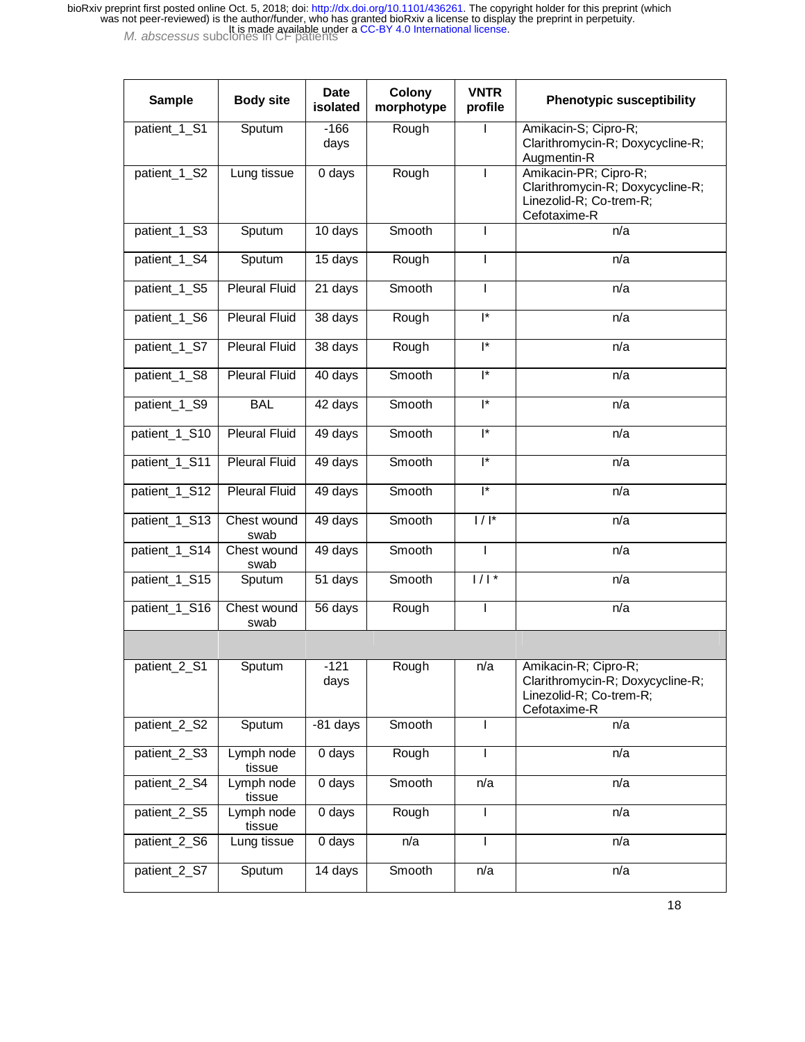| Sample | Body site | Date isolated | Colony morphotype | VNTR profile | Phenotypic susceptibility |
|---|---|---|---|---|---|
| patient_1_S1 | Sputum | -166 days | Rough | I | Amikacin-S; Cipro-R; Clarithromycin-R; Doxycycline-R; Augmentin-R |
| patient_1_S2 | Lung tissue | 0 days | Rough | I | Amikacin-PR; Cipro-R; Clarithromycin-R; Doxycycline-R; Linezolid-R; Co-trem-R; Cefotaxime-R |
| patient_1_S3 | Sputum | 10 days | Smooth | I | n/a |
| patient_1_S4 | Sputum | 15 days | Rough | I | n/a |
| patient_1_S5 | Pleural Fluid | 21 days | Smooth | I | n/a |
| patient_1_S6 | Pleural Fluid | 38 days | Rough | I* | n/a |
| patient_1_S7 | Pleural Fluid | 38 days | Rough | I* | n/a |
| patient_1_S8 | Pleural Fluid | 40 days | Smooth | I* | n/a |
| patient_1_S9 | BAL | 42 days | Smooth | I* | n/a |
| patient_1_S10 | Pleural Fluid | 49 days | Smooth | I* | n/a |
| patient_1_S11 | Pleural Fluid | 49 days | Smooth | I* | n/a |
| patient_1_S12 | Pleural Fluid | 49 days | Smooth | I* | n/a |
| patient_1_S13 | Chest wound swab | 49 days | Smooth | I / I* | n/a |
| patient_1_S14 | Chest wound swab | 49 days | Smooth | I | n/a |
| patient_1_S15 | Sputum | 51 days | Smooth | I / I * | n/a |
| patient_1_S16 | Chest wound swab | 56 days | Rough | I | n/a |
| | | | | | |
| patient_2_S1 | Sputum | -121 days | Rough | n/a | Amikacin-R; Cipro-R; Clarithromycin-R; Doxycycline-R; Linezolid-R; Co-trem-R; Cefotaxime-R |
| patient_2_S2 | Sputum | -81 days | Smooth | I | n/a |
| patient_2_S3 | Lymph node tissue | 0 days | Rough | I | n/a |
| patient_2_S4 | Lymph node tissue | 0 days | Smooth | n/a | n/a |
| patient_2_S5 | Lymph node tissue | 0 days | Rough | I | n/a |
| patient_2_S6 | Lung tissue | 0 days | n/a | I | n/a |
| patient_2_S7 | Sputum | 14 days | Smooth | n/a | n/a |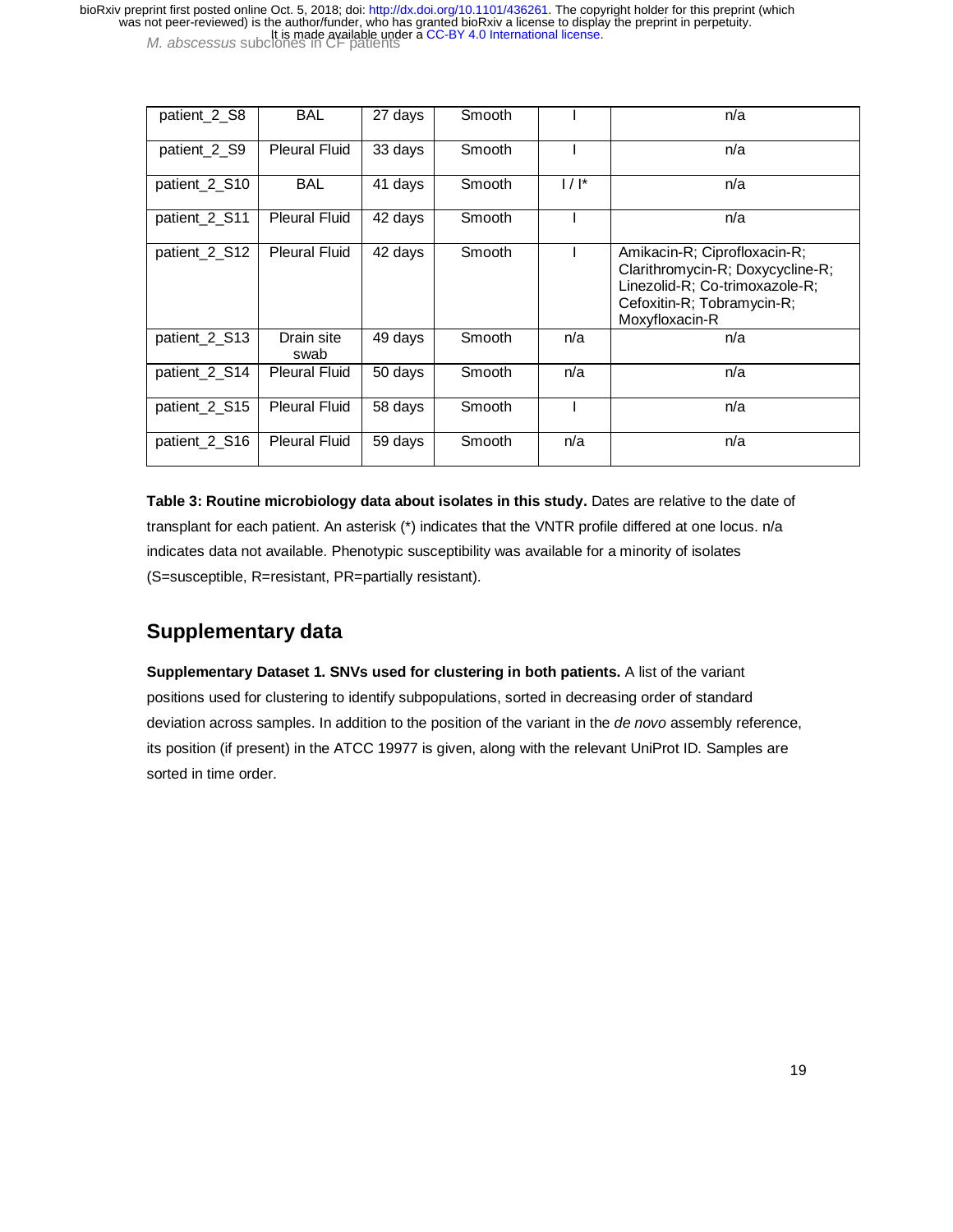| | | | | | |
|---|---|---|---|---|---|
| patient_2_S8 | BAL | 27 days | Smooth | I | n/a |
| patient_2_S9 | Pleural Fluid | 33 days | Smooth | I | n/a |
| patient_2_S10 | BAL | 41 days | Smooth | I / I* | n/a |
| patient_2_S11 | Pleural Fluid | 42 days | Smooth | I | n/a |
| patient_2_S12 | Pleural Fluid | 42 days | Smooth | I | Amikacin-R; Ciprofloxacin-R; Clarithromycin-R; Doxycycline-R; Linezolid-R; Co-trimoxazole-R; Cefoxitin-R; Tobramycin-R; Moxyfloxacin-R |
| patient_2_S13 | Drain site swab | 49 days | Smooth | n/a | n/a |
| patient_2_S14 | Pleural Fluid | 50 days | Smooth | n/a | n/a |
| patient_2_S15 | Pleural Fluid | 58 days | Smooth | I | n/a |
| patient_2_S16 | Pleural Fluid | 59 days | Smooth | n/a | n/a |

**Table 3: Routine microbiology data about isolates in this study.** Dates are relative to the date of transplant for each patient. An asterisk (*) indicates that the VNTR profile differed at one locus. n/a indicates data not available. Phenotypic susceptibility was available for a minority of isolates (S=susceptible, R=resistant, PR=partially resistant).

## Supplementary data

**Supplementary Dataset 1. SNVs used for clustering in both patients.** A list of the variant positions used for clustering to identify subpopulations, sorted in decreasing order of standard deviation across samples. In addition to the position of the variant in the *de novo* assembly reference, its position (if present) in the ATCC 19977 is given, along with the relevant UniProt ID. Samples are sorted in time order.